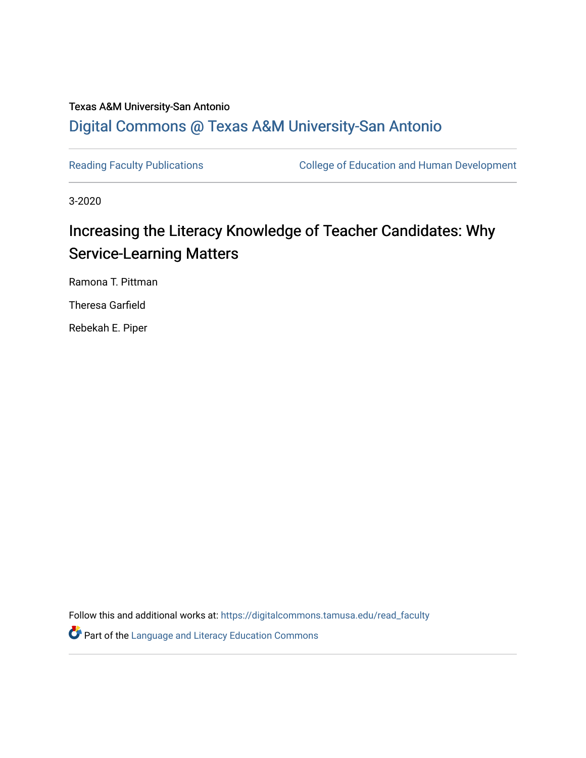Texas A&M University-San Antonio

Digital Commons @ Texas A&M University-San Antonio

Reading Faculty Publications — College of Education and Human Development

3-2020

# Increasing the Literacy Knowledge of Teacher Candidates: Why Service-Learning Matters

Ramona T. Pittman

Theresa Garfield

Rebekah E. Piper

Follow this and additional works at: https://digitalcommons.tamusa.edu/read_faculty

Part of the Language and Literacy Education Commons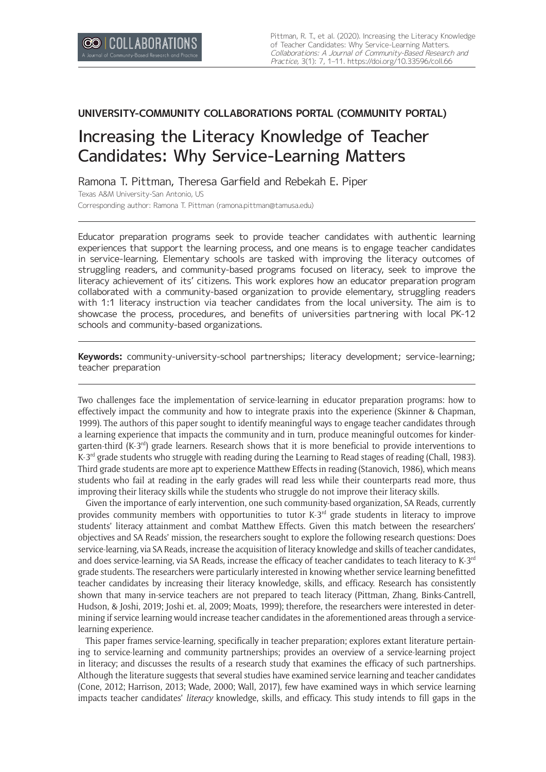**UNIVERSITY-COMMUNITY COLLABORATIONS PORTAL (COMMUNITY PORTAL)**

# Increasing the Literacy Knowledge of Teacher Candidates: Why Service-Learning Matters

Ramona T. Pittman, Theresa Garfield and Rebekah E. Piper

Texas A&M University-San Antonio, US

Corresponding author: Ramona T. Pittman (ramona.pittman@tamusa.edu)

---

Educator preparation programs seek to provide teacher candidates with authentic learning experiences that support the learning process, and one means is to engage teacher candidates in service-learning. Elementary schools are tasked with improving the literacy outcomes of struggling readers, and community-based programs focused on literacy, seek to improve the literacy achievement of its' citizens. This work explores how an educator preparation program collaborated with a community-based organization to provide elementary, struggling readers with 1:1 literacy instruction via teacher candidates from the local university. The aim is to showcase the process, procedures, and benefits of universities partnering with local PK-12 schools and community-based organizations.

---

**Keywords:** community-university-school partnerships; literacy development; service-learning; teacher preparation

---

Two challenges face the implementation of service-learning in educator preparation programs: how to effectively impact the community and how to integrate praxis into the experience (Skinner & Chapman, 1999). The authors of this paper sought to identify meaningful ways to engage teacher candidates through a learning experience that impacts the community and in turn, produce meaningful outcomes for kindergarten-third (K-3rd) grade learners. Research shows that it is more beneficial to provide interventions to K-3rd grade students who struggle with reading during the Learning to Read stages of reading (Chall, 1983). Third grade students are more apt to experience Matthew Effects in reading (Stanovich, 1986), which means students who fail at reading in the early grades will read less while their counterparts read more, thus improving their literacy skills while the students who struggle do not improve their literacy skills.

Given the importance of early intervention, one such community-based organization, SA Reads, currently provides community members with opportunities to tutor K-3rd grade students in literacy to improve students' literacy attainment and combat Matthew Effects. Given this match between the researchers' objectives and SA Reads' mission, the researchers sought to explore the following research questions: Does service-learning, via SA Reads, increase the acquisition of literacy knowledge and skills of teacher candidates, and does service-learning, via SA Reads, increase the efficacy of teacher candidates to teach literacy to K-3rd grade students. The researchers were particularly interested in knowing whether service learning benefitted teacher candidates by increasing their literacy knowledge, skills, and efficacy. Research has consistently shown that many in-service teachers are not prepared to teach literacy (Pittman, Zhang, Binks-Cantrell, Hudson, & Joshi, 2019; Joshi et. al, 2009; Moats, 1999); therefore, the researchers were interested in determining if service learning would increase teacher candidates in the aforementioned areas through a service-learning experience.

This paper frames service-learning, specifically in teacher preparation; explores extant literature pertaining to service-learning and community partnerships; provides an overview of a service-learning project in literacy; and discusses the results of a research study that examines the efficacy of such partnerships. Although the literature suggests that several studies have examined service learning and teacher candidates (Cone, 2012; Harrison, 2013; Wade, 2000; Wall, 2017), few have examined ways in which service learning impacts teacher candidates' *literacy* knowledge, skills, and efficacy. This study intends to fill gaps in the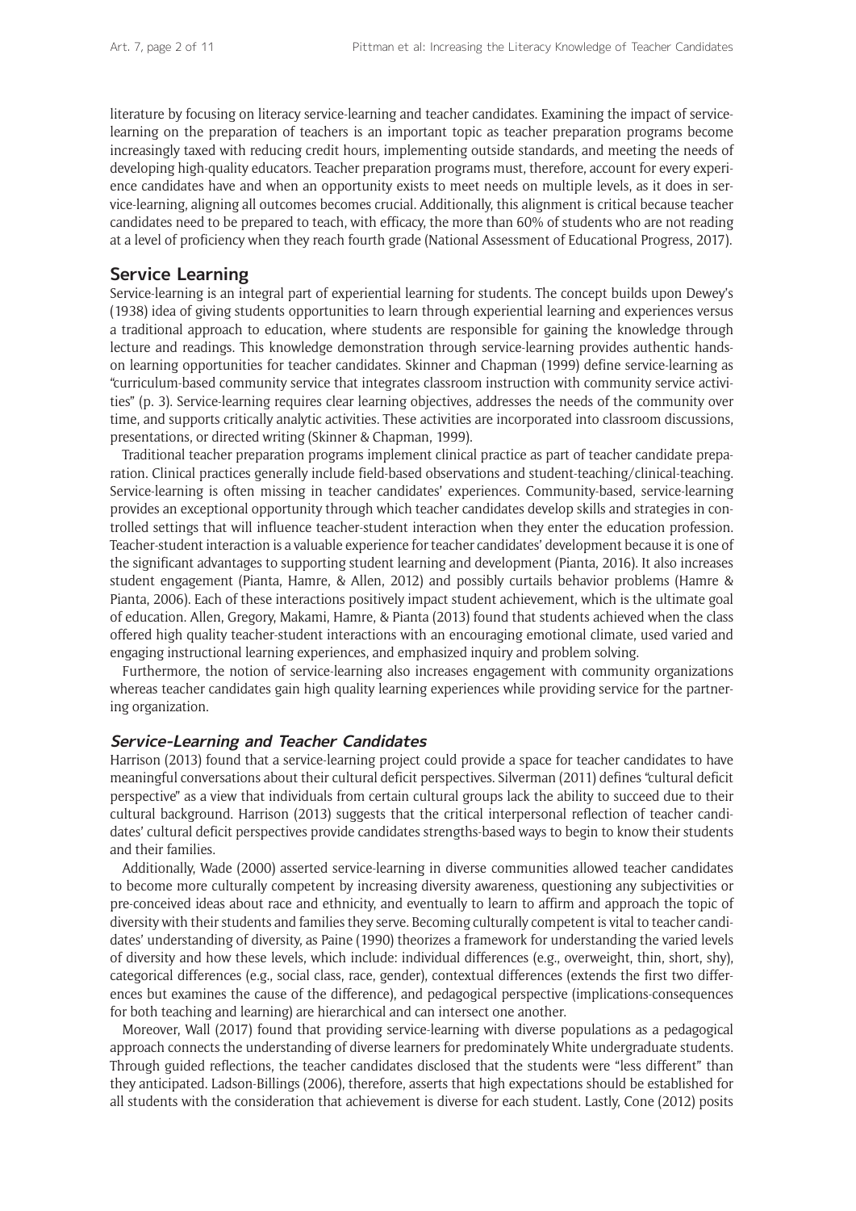literature by focusing on literacy service-learning and teacher candidates. Examining the impact of service-learning on the preparation of teachers is an important topic as teacher preparation programs become increasingly taxed with reducing credit hours, implementing outside standards, and meeting the needs of developing high-quality educators. Teacher preparation programs must, therefore, account for every experience candidates have and when an opportunity exists to meet needs on multiple levels, as it does in service-learning, aligning all outcomes becomes crucial. Additionally, this alignment is critical because teacher candidates need to be prepared to teach, with efficacy, the more than 60% of students who are not reading at a level of proficiency when they reach fourth grade (National Assessment of Educational Progress, 2017).

## Service Learning

Service-learning is an integral part of experiential learning for students. The concept builds upon Dewey's (1938) idea of giving students opportunities to learn through experiential learning and experiences versus a traditional approach to education, where students are responsible for gaining the knowledge through lecture and readings. This knowledge demonstration through service-learning provides authentic hands-on learning opportunities for teacher candidates. Skinner and Chapman (1999) define service-learning as "curriculum-based community service that integrates classroom instruction with community service activities" (p. 3). Service-learning requires clear learning objectives, addresses the needs of the community over time, and supports critically analytic activities. These activities are incorporated into classroom discussions, presentations, or directed writing (Skinner & Chapman, 1999).

Traditional teacher preparation programs implement clinical practice as part of teacher candidate preparation. Clinical practices generally include field-based observations and student-teaching/clinical-teaching. Service-learning is often missing in teacher candidates' experiences. Community-based, service-learning provides an exceptional opportunity through which teacher candidates develop skills and strategies in controlled settings that will influence teacher-student interaction when they enter the education profession. Teacher-student interaction is a valuable experience for teacher candidates' development because it is one of the significant advantages to supporting student learning and development (Pianta, 2016). It also increases student engagement (Pianta, Hamre, & Allen, 2012) and possibly curtails behavior problems (Hamre & Pianta, 2006). Each of these interactions positively impact student achievement, which is the ultimate goal of education. Allen, Gregory, Makami, Hamre, & Pianta (2013) found that students achieved when the class offered high quality teacher-student interactions with an encouraging emotional climate, used varied and engaging instructional learning experiences, and emphasized inquiry and problem solving.

Furthermore, the notion of service-learning also increases engagement with community organizations whereas teacher candidates gain high quality learning experiences while providing service for the partnering organization.

### *Service-Learning and Teacher Candidates*

Harrison (2013) found that a service-learning project could provide a space for teacher candidates to have meaningful conversations about their cultural deficit perspectives. Silverman (2011) defines "cultural deficit perspective" as a view that individuals from certain cultural groups lack the ability to succeed due to their cultural background. Harrison (2013) suggests that the critical interpersonal reflection of teacher candidates' cultural deficit perspectives provide candidates strengths-based ways to begin to know their students and their families.

Additionally, Wade (2000) asserted service-learning in diverse communities allowed teacher candidates to become more culturally competent by increasing diversity awareness, questioning any subjectivities or pre-conceived ideas about race and ethnicity, and eventually to learn to affirm and approach the topic of diversity with their students and families they serve. Becoming culturally competent is vital to teacher candidates' understanding of diversity, as Paine (1990) theorizes a framework for understanding the varied levels of diversity and how these levels, which include: individual differences (e.g., overweight, thin, short, shy), categorical differences (e.g., social class, race, gender), contextual differences (extends the first two differences but examines the cause of the difference), and pedagogical perspective (implications-consequences for both teaching and learning) are hierarchical and can intersect one another.

Moreover, Wall (2017) found that providing service-learning with diverse populations as a pedagogical approach connects the understanding of diverse learners for predominately White undergraduate students. Through guided reflections, the teacher candidates disclosed that the students were "less different" than they anticipated. Ladson-Billings (2006), therefore, asserts that high expectations should be established for all students with the consideration that achievement is diverse for each student. Lastly, Cone (2012) posits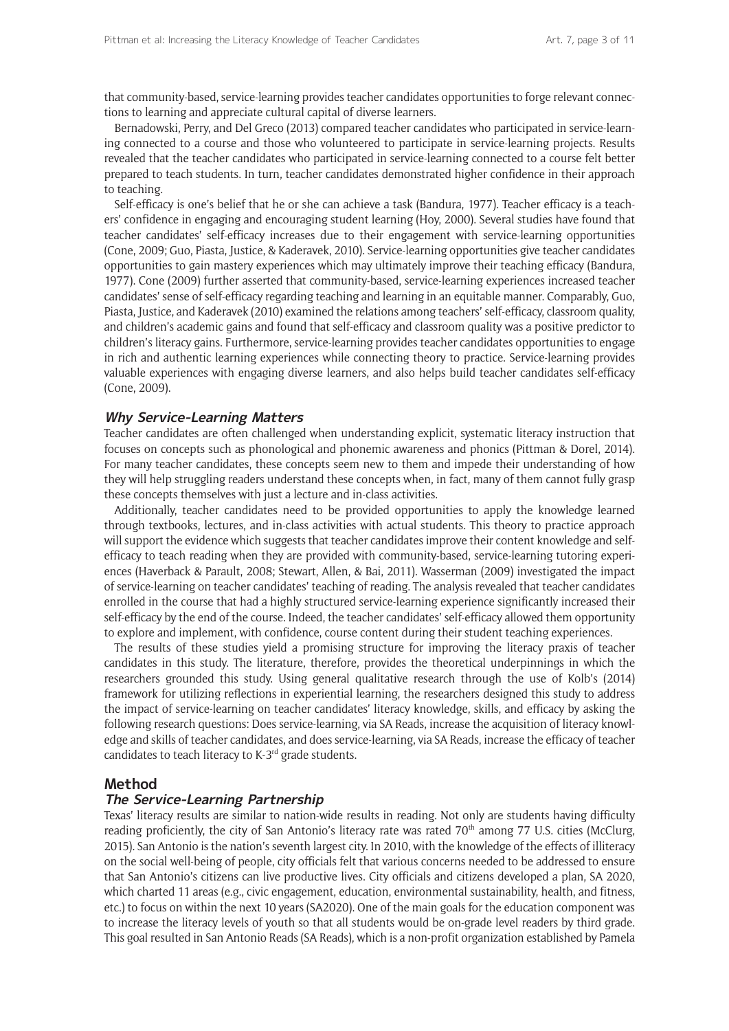that community-based, service-learning provides teacher candidates opportunities to forge relevant connections to learning and appreciate cultural capital of diverse learners.

Bernadowski, Perry, and Del Greco (2013) compared teacher candidates who participated in service-learning connected to a course and those who volunteered to participate in service-learning projects. Results revealed that the teacher candidates who participated in service-learning connected to a course felt better prepared to teach students. In turn, teacher candidates demonstrated higher confidence in their approach to teaching.

Self-efficacy is one's belief that he or she can achieve a task (Bandura, 1977). Teacher efficacy is a teachers' confidence in engaging and encouraging student learning (Hoy, 2000). Several studies have found that teacher candidates' self-efficacy increases due to their engagement with service-learning opportunities (Cone, 2009; Guo, Piasta, Justice, & Kaderavek, 2010). Service-learning opportunities give teacher candidates opportunities to gain mastery experiences which may ultimately improve their teaching efficacy (Bandura, 1977). Cone (2009) further asserted that community-based, service-learning experiences increased teacher candidates' sense of self-efficacy regarding teaching and learning in an equitable manner. Comparably, Guo, Piasta, Justice, and Kaderavek (2010) examined the relations among teachers' self-efficacy, classroom quality, and children's academic gains and found that self-efficacy and classroom quality was a positive predictor to children's literacy gains. Furthermore, service-learning provides teacher candidates opportunities to engage in rich and authentic learning experiences while connecting theory to practice. Service-learning provides valuable experiences with engaging diverse learners, and also helps build teacher candidates self-efficacy (Cone, 2009).

### *Why Service-Learning Matters*

Teacher candidates are often challenged when understanding explicit, systematic literacy instruction that focuses on concepts such as phonological and phonemic awareness and phonics (Pittman & Dorel, 2014). For many teacher candidates, these concepts seem new to them and impede their understanding of how they will help struggling readers understand these concepts when, in fact, many of them cannot fully grasp these concepts themselves with just a lecture and in-class activities.

Additionally, teacher candidates need to be provided opportunities to apply the knowledge learned through textbooks, lectures, and in-class activities with actual students. This theory to practice approach will support the evidence which suggests that teacher candidates improve their content knowledge and self-efficacy to teach reading when they are provided with community-based, service-learning tutoring experiences (Haverback & Parault, 2008; Stewart, Allen, & Bai, 2011). Wasserman (2009) investigated the impact of service-learning on teacher candidates' teaching of reading. The analysis revealed that teacher candidates enrolled in the course that had a highly structured service-learning experience significantly increased their self-efficacy by the end of the course. Indeed, the teacher candidates' self-efficacy allowed them opportunity to explore and implement, with confidence, course content during their student teaching experiences.

The results of these studies yield a promising structure for improving the literacy praxis of teacher candidates in this study. The literature, therefore, provides the theoretical underpinnings in which the researchers grounded this study. Using general qualitative research through the use of Kolb's (2014) framework for utilizing reflections in experiential learning, the researchers designed this study to address the impact of service-learning on teacher candidates' literacy knowledge, skills, and efficacy by asking the following research questions: Does service-learning, via SA Reads, increase the acquisition of literacy knowledge and skills of teacher candidates, and does service-learning, via SA Reads, increase the efficacy of teacher candidates to teach literacy to K-3rd grade students.

## Method

### *The Service-Learning Partnership*

Texas' literacy results are similar to nation-wide results in reading. Not only are students having difficulty reading proficiently, the city of San Antonio's literacy rate was rated 70th among 77 U.S. cities (McClurg, 2015). San Antonio is the nation's seventh largest city. In 2010, with the knowledge of the effects of illiteracy on the social well-being of people, city officials felt that various concerns needed to be addressed to ensure that San Antonio's citizens can live productive lives. City officials and citizens developed a plan, SA 2020, which charted 11 areas (e.g., civic engagement, education, environmental sustainability, health, and fitness, etc.) to focus on within the next 10 years (SA2020). One of the main goals for the education component was to increase the literacy levels of youth so that all students would be on-grade level readers by third grade. This goal resulted in San Antonio Reads (SA Reads), which is a non-profit organization established by Pamela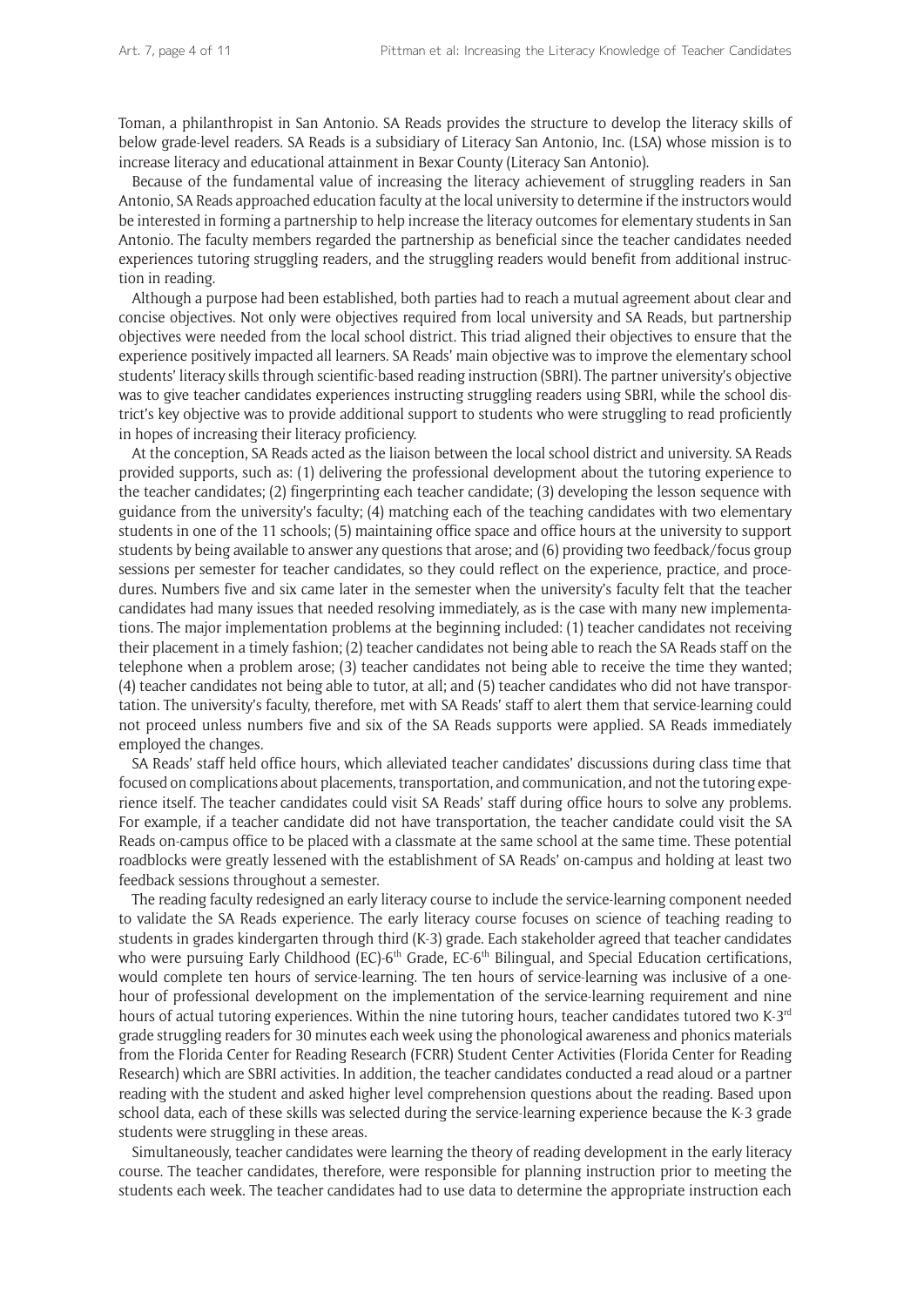Toman, a philanthropist in San Antonio. SA Reads provides the structure to develop the literacy skills of below grade-level readers. SA Reads is a subsidiary of Literacy San Antonio, Inc. (LSA) whose mission is to increase literacy and educational attainment in Bexar County (Literacy San Antonio).

Because of the fundamental value of increasing the literacy achievement of struggling readers in San Antonio, SA Reads approached education faculty at the local university to determine if the instructors would be interested in forming a partnership to help increase the literacy outcomes for elementary students in San Antonio. The faculty members regarded the partnership as beneficial since the teacher candidates needed experiences tutoring struggling readers, and the struggling readers would benefit from additional instruction in reading.

Although a purpose had been established, both parties had to reach a mutual agreement about clear and concise objectives. Not only were objectives required from local university and SA Reads, but partnership objectives were needed from the local school district. This triad aligned their objectives to ensure that the experience positively impacted all learners. SA Reads' main objective was to improve the elementary school students' literacy skills through scientific-based reading instruction (SBRI). The partner university's objective was to give teacher candidates experiences instructing struggling readers using SBRI, while the school district's key objective was to provide additional support to students who were struggling to read proficiently in hopes of increasing their literacy proficiency.

At the conception, SA Reads acted as the liaison between the local school district and university. SA Reads provided supports, such as: (1) delivering the professional development about the tutoring experience to the teacher candidates; (2) fingerprinting each teacher candidate; (3) developing the lesson sequence with guidance from the university's faculty; (4) matching each of the teaching candidates with two elementary students in one of the 11 schools; (5) maintaining office space and office hours at the university to support students by being available to answer any questions that arose; and (6) providing two feedback/focus group sessions per semester for teacher candidates, so they could reflect on the experience, practice, and procedures. Numbers five and six came later in the semester when the university's faculty felt that the teacher candidates had many issues that needed resolving immediately, as is the case with many new implementations. The major implementation problems at the beginning included: (1) teacher candidates not receiving their placement in a timely fashion; (2) teacher candidates not being able to reach the SA Reads staff on the telephone when a problem arose; (3) teacher candidates not being able to receive the time they wanted; (4) teacher candidates not being able to tutor, at all; and (5) teacher candidates who did not have transportation. The university's faculty, therefore, met with SA Reads' staff to alert them that service-learning could not proceed unless numbers five and six of the SA Reads supports were applied. SA Reads immediately employed the changes.

SA Reads' staff held office hours, which alleviated teacher candidates' discussions during class time that focused on complications about placements, transportation, and communication, and not the tutoring experience itself. The teacher candidates could visit SA Reads' staff during office hours to solve any problems. For example, if a teacher candidate did not have transportation, the teacher candidate could visit the SA Reads on-campus office to be placed with a classmate at the same school at the same time. These potential roadblocks were greatly lessened with the establishment of SA Reads' on-campus and holding at least two feedback sessions throughout a semester.

The reading faculty redesigned an early literacy course to include the service-learning component needed to validate the SA Reads experience. The early literacy course focuses on science of teaching reading to students in grades kindergarten through third (K-3) grade. Each stakeholder agreed that teacher candidates who were pursuing Early Childhood (EC)-6th Grade, EC-6th Bilingual, and Special Education certifications, would complete ten hours of service-learning. The ten hours of service-learning was inclusive of a one-hour of professional development on the implementation of the service-learning requirement and nine hours of actual tutoring experiences. Within the nine tutoring hours, teacher candidates tutored two K-3rd grade struggling readers for 30 minutes each week using the phonological awareness and phonics materials from the Florida Center for Reading Research (FCRR) Student Center Activities (Florida Center for Reading Research) which are SBRI activities. In addition, the teacher candidates conducted a read aloud or a partner reading with the student and asked higher level comprehension questions about the reading. Based upon school data, each of these skills was selected during the service-learning experience because the K-3 grade students were struggling in these areas.

Simultaneously, teacher candidates were learning the theory of reading development in the early literacy course. The teacher candidates, therefore, were responsible for planning instruction prior to meeting the students each week. The teacher candidates had to use data to determine the appropriate instruction each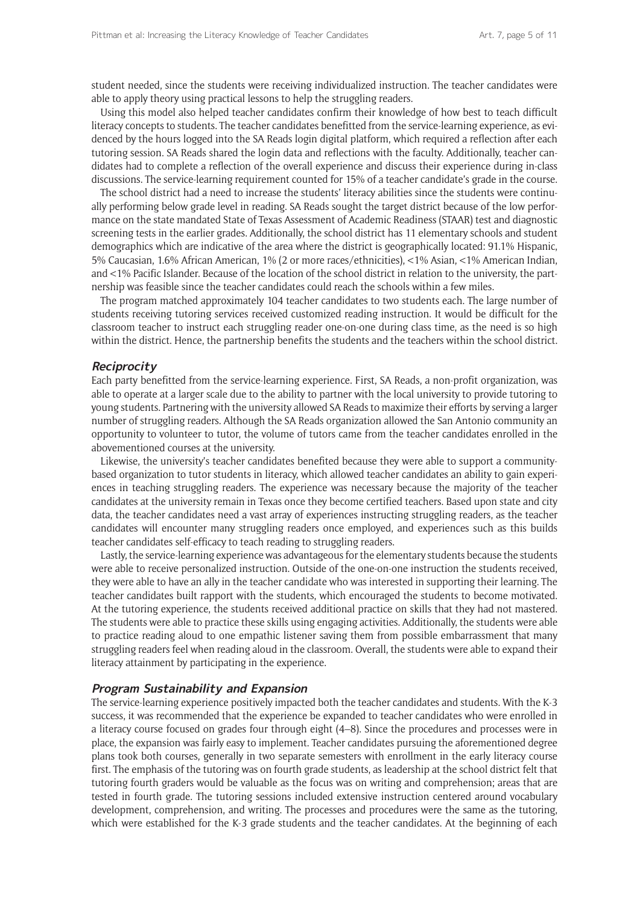student needed, since the students were receiving individualized instruction. The teacher candidates were able to apply theory using practical lessons to help the struggling readers.

Using this model also helped teacher candidates confirm their knowledge of how best to teach difficult literacy concepts to students. The teacher candidates benefitted from the service-learning experience, as evidenced by the hours logged into the SA Reads login digital platform, which required a reflection after each tutoring session. SA Reads shared the login data and reflections with the faculty. Additionally, teacher candidates had to complete a reflection of the overall experience and discuss their experience during in-class discussions. The service-learning requirement counted for 15% of a teacher candidate's grade in the course.

The school district had a need to increase the students' literacy abilities since the students were continually performing below grade level in reading. SA Reads sought the target district because of the low performance on the state mandated State of Texas Assessment of Academic Readiness (STAAR) test and diagnostic screening tests in the earlier grades. Additionally, the school district has 11 elementary schools and student demographics which are indicative of the area where the district is geographically located: 91.1% Hispanic, 5% Caucasian, 1.6% African American, 1% (2 or more races/ethnicities), <1% Asian, <1% American Indian, and <1% Pacific Islander. Because of the location of the school district in relation to the university, the partnership was feasible since the teacher candidates could reach the schools within a few miles.

The program matched approximately 104 teacher candidates to two students each. The large number of students receiving tutoring services received customized reading instruction. It would be difficult for the classroom teacher to instruct each struggling reader one-on-one during class time, as the need is so high within the district. Hence, the partnership benefits the students and the teachers within the school district.

### *Reciprocity*

Each party benefitted from the service-learning experience. First, SA Reads, a non-profit organization, was able to operate at a larger scale due to the ability to partner with the local university to provide tutoring to young students. Partnering with the university allowed SA Reads to maximize their efforts by serving a larger number of struggling readers. Although the SA Reads organization allowed the San Antonio community an opportunity to volunteer to tutor, the volume of tutors came from the teacher candidates enrolled in the abovementioned courses at the university.

Likewise, the university's teacher candidates benefited because they were able to support a community-based organization to tutor students in literacy, which allowed teacher candidates an ability to gain experiences in teaching struggling readers. The experience was necessary because the majority of the teacher candidates at the university remain in Texas once they become certified teachers. Based upon state and city data, the teacher candidates need a vast array of experiences instructing struggling readers, as the teacher candidates will encounter many struggling readers once employed, and experiences such as this builds teacher candidates self-efficacy to teach reading to struggling readers.

Lastly, the service-learning experience was advantageous for the elementary students because the students were able to receive personalized instruction. Outside of the one-on-one instruction the students received, they were able to have an ally in the teacher candidate who was interested in supporting their learning. The teacher candidates built rapport with the students, which encouraged the students to become motivated. At the tutoring experience, the students received additional practice on skills that they had not mastered. The students were able to practice these skills using engaging activities. Additionally, the students were able to practice reading aloud to one empathic listener saving them from possible embarrassment that many struggling readers feel when reading aloud in the classroom. Overall, the students were able to expand their literacy attainment by participating in the experience.

### *Program Sustainability and Expansion*

The service-learning experience positively impacted both the teacher candidates and students. With the K-3 success, it was recommended that the experience be expanded to teacher candidates who were enrolled in a literacy course focused on grades four through eight (4–8). Since the procedures and processes were in place, the expansion was fairly easy to implement. Teacher candidates pursuing the aforementioned degree plans took both courses, generally in two separate semesters with enrollment in the early literacy course first. The emphasis of the tutoring was on fourth grade students, as leadership at the school district felt that tutoring fourth graders would be valuable as the focus was on writing and comprehension; areas that are tested in fourth grade. The tutoring sessions included extensive instruction centered around vocabulary development, comprehension, and writing. The processes and procedures were the same as the tutoring, which were established for the K-3 grade students and the teacher candidates. At the beginning of each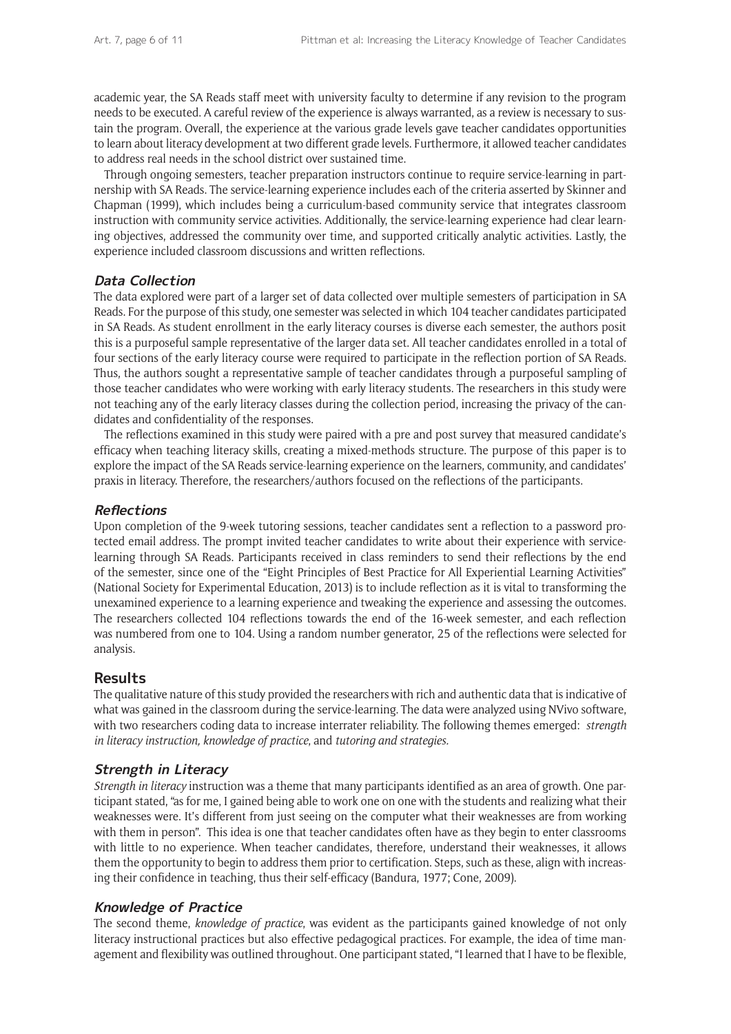academic year, the SA Reads staff meet with university faculty to determine if any revision to the program needs to be executed. A careful review of the experience is always warranted, as a review is necessary to sustain the program. Overall, the experience at the various grade levels gave teacher candidates opportunities to learn about literacy development at two different grade levels. Furthermore, it allowed teacher candidates to address real needs in the school district over sustained time.

Through ongoing semesters, teacher preparation instructors continue to require service-learning in partnership with SA Reads. The service-learning experience includes each of the criteria asserted by Skinner and Chapman (1999), which includes being a curriculum-based community service that integrates classroom instruction with community service activities. Additionally, the service-learning experience had clear learning objectives, addressed the community over time, and supported critically analytic activities. Lastly, the experience included classroom discussions and written reflections.

### Data Collection

The data explored were part of a larger set of data collected over multiple semesters of participation in SA Reads. For the purpose of this study, one semester was selected in which 104 teacher candidates participated in SA Reads. As student enrollment in the early literacy courses is diverse each semester, the authors posit this is a purposeful sample representative of the larger data set. All teacher candidates enrolled in a total of four sections of the early literacy course were required to participate in the reflection portion of SA Reads. Thus, the authors sought a representative sample of teacher candidates through a purposeful sampling of those teacher candidates who were working with early literacy students. The researchers in this study were not teaching any of the early literacy classes during the collection period, increasing the privacy of the candidates and confidentiality of the responses.

The reflections examined in this study were paired with a pre and post survey that measured candidate's efficacy when teaching literacy skills, creating a mixed-methods structure. The purpose of this paper is to explore the impact of the SA Reads service-learning experience on the learners, community, and candidates' praxis in literacy. Therefore, the researchers/authors focused on the reflections of the participants.

### Reflections

Upon completion of the 9-week tutoring sessions, teacher candidates sent a reflection to a password protected email address. The prompt invited teacher candidates to write about their experience with service-learning through SA Reads. Participants received in class reminders to send their reflections by the end of the semester, since one of the "Eight Principles of Best Practice for All Experiential Learning Activities" (National Society for Experimental Education, 2013) is to include reflection as it is vital to transforming the unexamined experience to a learning experience and tweaking the experience and assessing the outcomes. The researchers collected 104 reflections towards the end of the 16-week semester, and each reflection was numbered from one to 104. Using a random number generator, 25 of the reflections were selected for analysis.

## Results

The qualitative nature of this study provided the researchers with rich and authentic data that is indicative of what was gained in the classroom during the service-learning. The data were analyzed using NVivo software, with two researchers coding data to increase interrater reliability. The following themes emerged: *strength in literacy instruction, knowledge of practice*, and *tutoring and strategies.*

### Strength in Literacy

*Strength in literacy* instruction was a theme that many participants identified as an area of growth. One participant stated, "as for me, I gained being able to work one on one with the students and realizing what their weaknesses were. It's different from just seeing on the computer what their weaknesses are from working with them in person". This idea is one that teacher candidates often have as they begin to enter classrooms with little to no experience. When teacher candidates, therefore, understand their weaknesses, it allows them the opportunity to begin to address them prior to certification. Steps, such as these, align with increasing their confidence in teaching, thus their self-efficacy (Bandura, 1977; Cone, 2009).

### Knowledge of Practice

The second theme, *knowledge of practice*, was evident as the participants gained knowledge of not only literacy instructional practices but also effective pedagogical practices. For example, the idea of time management and flexibility was outlined throughout. One participant stated, "I learned that I have to be flexible,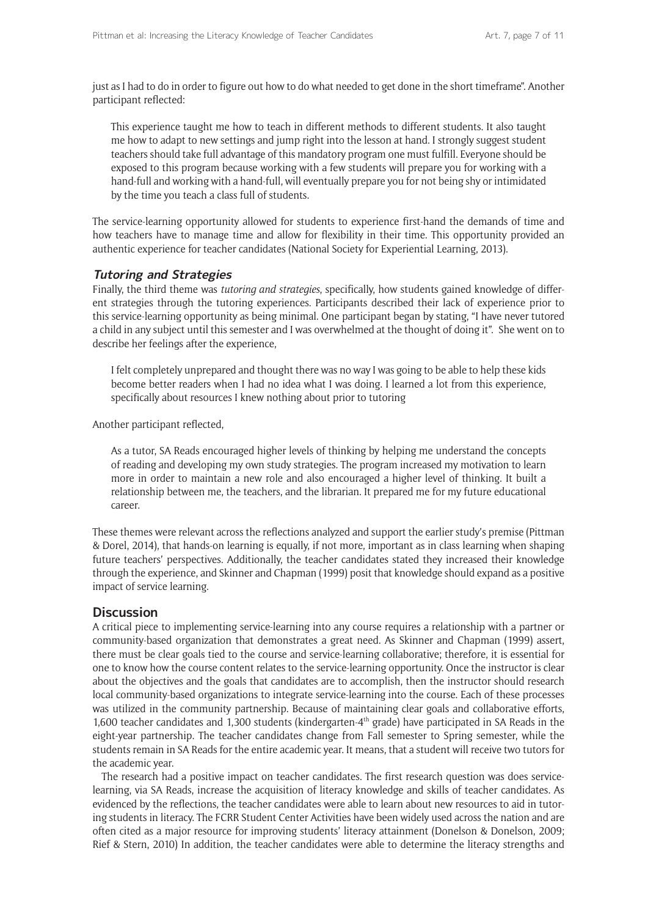just as I had to do in order to figure out how to do what needed to get done in the short timeframe". Another participant reflected:

> This experience taught me how to teach in different methods to different students. It also taught me how to adapt to new settings and jump right into the lesson at hand. I strongly suggest student teachers should take full advantage of this mandatory program one must fulfill. Everyone should be exposed to this program because working with a few students will prepare you for working with a hand-full and working with a hand-full, will eventually prepare you for not being shy or intimidated by the time you teach a class full of students.

The service-learning opportunity allowed for students to experience first-hand the demands of time and how teachers have to manage time and allow for flexibility in their time. This opportunity provided an authentic experience for teacher candidates (National Society for Experiential Learning, 2013).

### *Tutoring and Strategies*

Finally, the third theme was *tutoring and strategies*, specifically, how students gained knowledge of different strategies through the tutoring experiences. Participants described their lack of experience prior to this service-learning opportunity as being minimal. One participant began by stating, "I have never tutored a child in any subject until this semester and I was overwhelmed at the thought of doing it". She went on to describe her feelings after the experience,

> I felt completely unprepared and thought there was no way I was going to be able to help these kids become better readers when I had no idea what I was doing. I learned a lot from this experience, specifically about resources I knew nothing about prior to tutoring

Another participant reflected,

> As a tutor, SA Reads encouraged higher levels of thinking by helping me understand the concepts of reading and developing my own study strategies. The program increased my motivation to learn more in order to maintain a new role and also encouraged a higher level of thinking. It built a relationship between me, the teachers, and the librarian. It prepared me for my future educational career.

These themes were relevant across the reflections analyzed and support the earlier study's premise (Pittman & Dorel, 2014), that hands-on learning is equally, if not more, important as in class learning when shaping future teachers' perspectives. Additionally, the teacher candidates stated they increased their knowledge through the experience, and Skinner and Chapman (1999) posit that knowledge should expand as a positive impact of service learning.

## Discussion

A critical piece to implementing service-learning into any course requires a relationship with a partner or community-based organization that demonstrates a great need. As Skinner and Chapman (1999) assert, there must be clear goals tied to the course and service-learning collaborative; therefore, it is essential for one to know how the course content relates to the service-learning opportunity. Once the instructor is clear about the objectives and the goals that candidates are to accomplish, then the instructor should research local community-based organizations to integrate service-learning into the course. Each of these processes was utilized in the community partnership. Because of maintaining clear goals and collaborative efforts, 1,600 teacher candidates and 1,300 students (kindergarten-4th grade) have participated in SA Reads in the eight-year partnership. The teacher candidates change from Fall semester to Spring semester, while the students remain in SA Reads for the entire academic year. It means, that a student will receive two tutors for the academic year.

The research had a positive impact on teacher candidates. The first research question was does service-learning, via SA Reads, increase the acquisition of literacy knowledge and skills of teacher candidates. As evidenced by the reflections, the teacher candidates were able to learn about new resources to aid in tutoring students in literacy. The FCRR Student Center Activities have been widely used across the nation and are often cited as a major resource for improving students' literacy attainment (Donelson & Donelson, 2009; Rief & Stern, 2010) In addition, the teacher candidates were able to determine the literacy strengths and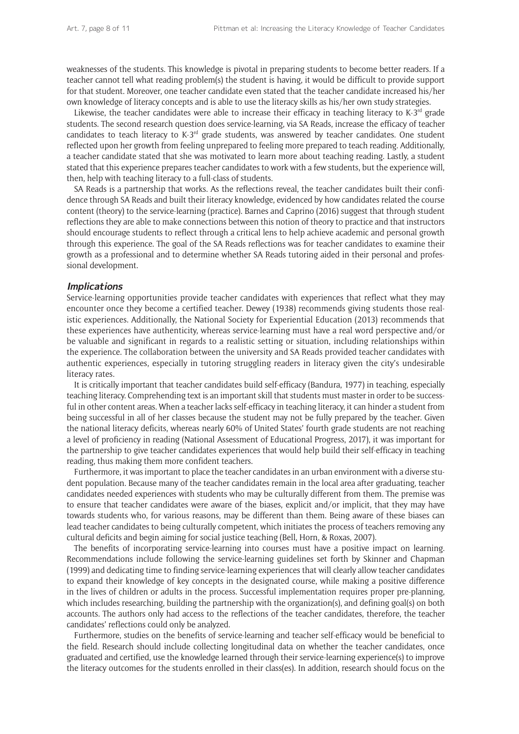weaknesses of the students. This knowledge is pivotal in preparing students to become better readers. If a teacher cannot tell what reading problem(s) the student is having, it would be difficult to provide support for that student. Moreover, one teacher candidate even stated that the teacher candidate increased his/her own knowledge of literacy concepts and is able to use the literacy skills as his/her own study strategies.

Likewise, the teacher candidates were able to increase their efficacy in teaching literacy to K-3rd grade students. The second research question does service-learning, via SA Reads, increase the efficacy of teacher candidates to teach literacy to K-3rd grade students, was answered by teacher candidates. One student reflected upon her growth from feeling unprepared to feeling more prepared to teach reading. Additionally, a teacher candidate stated that she was motivated to learn more about teaching reading. Lastly, a student stated that this experience prepares teacher candidates to work with a few students, but the experience will, then, help with teaching literacy to a full-class of students.

SA Reads is a partnership that works. As the reflections reveal, the teacher candidates built their confidence through SA Reads and built their literacy knowledge, evidenced by how candidates related the course content (theory) to the service-learning (practice). Barnes and Caprino (2016) suggest that through student reflections they are able to make connections between this notion of theory to practice and that instructors should encourage students to reflect through a critical lens to help achieve academic and personal growth through this experience. The goal of the SA Reads reflections was for teacher candidates to examine their growth as a professional and to determine whether SA Reads tutoring aided in their personal and professional development.

### *Implications*

Service-learning opportunities provide teacher candidates with experiences that reflect what they may encounter once they become a certified teacher. Dewey (1938) recommends giving students those realistic experiences. Additionally, the National Society for Experiential Education (2013) recommends that these experiences have authenticity, whereas service-learning must have a real word perspective and/or be valuable and significant in regards to a realistic setting or situation, including relationships within the experience. The collaboration between the university and SA Reads provided teacher candidates with authentic experiences, especially in tutoring struggling readers in literacy given the city's undesirable literacy rates.

It is critically important that teacher candidates build self-efficacy (Bandura, 1977) in teaching, especially teaching literacy. Comprehending text is an important skill that students must master in order to be successful in other content areas. When a teacher lacks self-efficacy in teaching literacy, it can hinder a student from being successful in all of her classes because the student may not be fully prepared by the teacher. Given the national literacy deficits, whereas nearly 60% of United States' fourth grade students are not reaching a level of proficiency in reading (National Assessment of Educational Progress, 2017), it was important for the partnership to give teacher candidates experiences that would help build their self-efficacy in teaching reading, thus making them more confident teachers.

Furthermore, it was important to place the teacher candidates in an urban environment with a diverse student population. Because many of the teacher candidates remain in the local area after graduating, teacher candidates needed experiences with students who may be culturally different from them. The premise was to ensure that teacher candidates were aware of the biases, explicit and/or implicit, that they may have towards students who, for various reasons, may be different than them. Being aware of these biases can lead teacher candidates to being culturally competent, which initiates the process of teachers removing any cultural deficits and begin aiming for social justice teaching (Bell, Horn, & Roxas, 2007).

The benefits of incorporating service-learning into courses must have a positive impact on learning. Recommendations include following the service-learning guidelines set forth by Skinner and Chapman (1999) and dedicating time to finding service-learning experiences that will clearly allow teacher candidates to expand their knowledge of key concepts in the designated course, while making a positive difference in the lives of children or adults in the process. Successful implementation requires proper pre-planning, which includes researching, building the partnership with the organization(s), and defining goal(s) on both accounts. The authors only had access to the reflections of the teacher candidates, therefore, the teacher candidates' reflections could only be analyzed.

Furthermore, studies on the benefits of service-learning and teacher self-efficacy would be beneficial to the field. Research should include collecting longitudinal data on whether the teacher candidates, once graduated and certified, use the knowledge learned through their service-learning experience(s) to improve the literacy outcomes for the students enrolled in their class(es). In addition, research should focus on the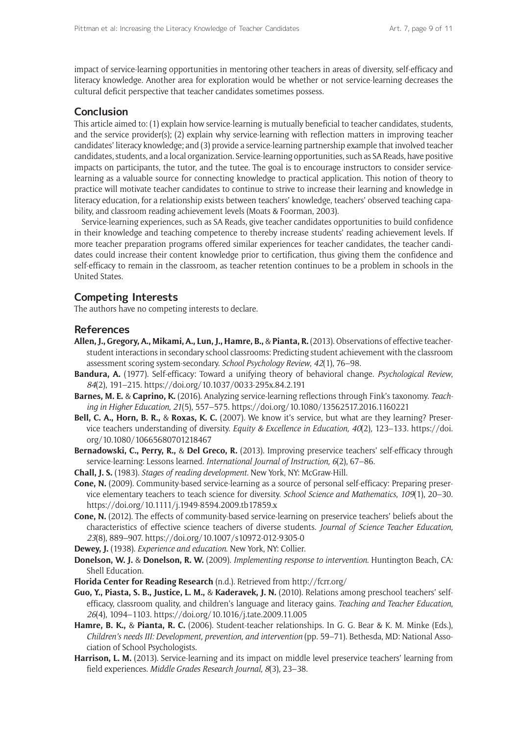impact of service-learning opportunities in mentoring other teachers in areas of diversity, self-efficacy and literacy knowledge. Another area for exploration would be whether or not service-learning decreases the cultural deficit perspective that teacher candidates sometimes possess.

## Conclusion

This article aimed to: (1) explain how service-learning is mutually beneficial to teacher candidates, students, and the service provider(s); (2) explain why service-learning with reflection matters in improving teacher candidates' literacy knowledge; and (3) provide a service-learning partnership example that involved teacher candidates, students, and a local organization. Service-learning opportunities, such as SA Reads, have positive impacts on participants, the tutor, and the tutee. The goal is to encourage instructors to consider service-learning as a valuable source for connecting knowledge to practical application. This notion of theory to practice will motivate teacher candidates to continue to strive to increase their learning and knowledge in literacy education, for a relationship exists between teachers' knowledge, teachers' observed teaching capability, and classroom reading achievement levels (Moats & Foorman, 2003).

Service-learning experiences, such as SA Reads, give teacher candidates opportunities to build confidence in their knowledge and teaching competence to thereby increase students' reading achievement levels. If more teacher preparation programs offered similar experiences for teacher candidates, the teacher candidates could increase their content knowledge prior to certification, thus giving them the confidence and self-efficacy to remain in the classroom, as teacher retention continues to be a problem in schools in the United States.

## Competing Interests

The authors have no competing interests to declare.

## References

**Allen, J., Gregory, A., Mikami, A., Lun, J., Hamre, B.,** & **Pianta, R.** (2013). Observations of effective teacher-student interactions in secondary school classrooms: Predicting student achievement with the classroom assessment scoring system-secondary. *School Psychology Review*, *42*(1), 76–98.

**Bandura, A.** (1977). Self-efficacy: Toward a unifying theory of behavioral change. *Psychological Review*, *84*(2), 191–215. https://doi.org/10.1037/0033-295x.84.2.191

**Barnes, M. E.** & **Caprino, K.** (2016). Analyzing service-learning reflections through Fink's taxonomy. *Teaching in Higher Education, 21*(5), 557–575. https://doi.org/10.1080/13562517.2016.1160221

**Bell, C. A., Horn, B. R.,** & **Roxas, K. C.** (2007). We know it's service, but what are they learning? Preservice teachers understanding of diversity. *Equity & Excellence in Education, 40*(2), 123–133. https://doi.org/10.1080/10665680701218467

**Bernadowski, C., Perry, R.,** & **Del Greco, R.** (2013). Improving preservice teachers' self-efficacy through service-learning: Lessons learned. *International Journal of Instruction, 6*(2), 67–86.

**Chall, J. S.** (1983). *Stages of reading development*. New York, NY: McGraw-Hill.

**Cone, N.** (2009). Community-based service-learning as a source of personal self-efficacy: Preparing preservice elementary teachers to teach science for diversity. *School Science and Mathematics*, *109*(1), 20–30. https://doi.org/10.1111/j.1949-8594.2009.tb17859.x

**Cone, N.** (2012). The effects of community-based service-learning on preservice teachers' beliefs about the characteristics of effective science teachers of diverse students. *Journal of Science Teacher Education, 23*(8), 889–907. https://doi.org/10.1007/s10972-012-9305-0

**Dewey, J.** (1938). *Experience and education*. New York, NY: Collier.

**Donelson, W. J.** & **Donelson, R. W.** (2009). *Implementing response to intervention*. Huntington Beach, CA: Shell Education.

**Florida Center for Reading Research** (n.d.). Retrieved from http://fcrr.org/

**Guo, Y., Piasta, S. B., Justice, L. M.,** & **Kaderavek, J. N.** (2010). Relations among preschool teachers' self-efficacy, classroom quality, and children's language and literacy gains. *Teaching and Teacher Education*, *26*(4), 1094–1103. https://doi.org/10.1016/j.tate.2009.11.005

**Hamre, B. K.,** & **Pianta, R. C.** (2006). Student-teacher relationships. In G. G. Bear & K. M. Minke (Eds.), *Children's needs III: Development, prevention, and intervention* (pp. 59–71). Bethesda, MD: National Association of School Psychologists.

**Harrison, L. M.** (2013). Service-learning and its impact on middle level preservice teachers' learning from field experiences. *Middle Grades Research Journal, 8*(3), 23–38.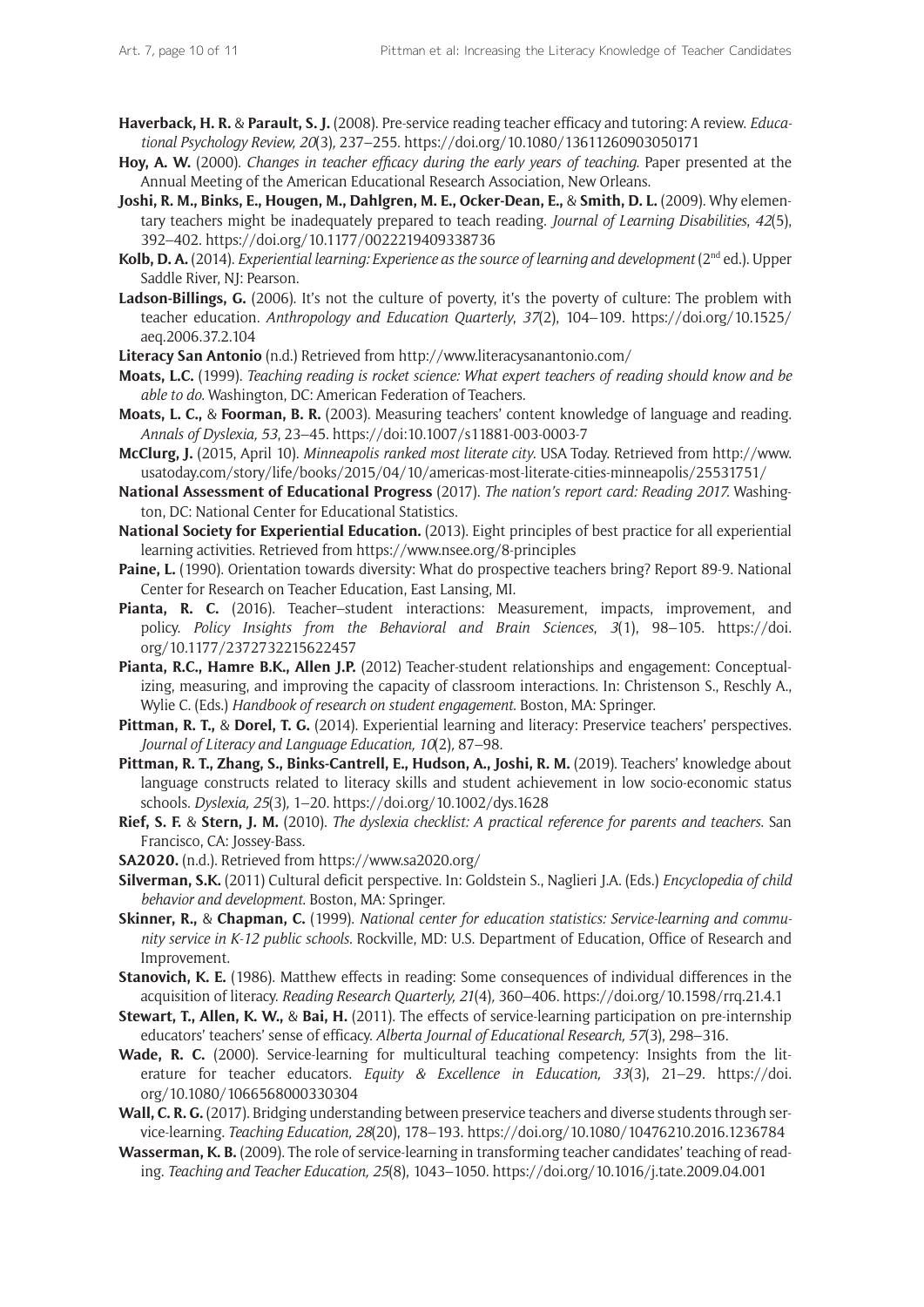**Haverback, H. R.** & **Parault, S. J.** (2008). Pre-service reading teacher efficacy and tutoring: A review. *Educational Psychology Review, 20*(3), 237–255. https://doi.org/10.1080/13611260903050171

**Hoy, A. W.** (2000). *Changes in teacher efficacy during the early years of teaching.* Paper presented at the Annual Meeting of the American Educational Research Association, New Orleans.

**Joshi, R. M., Binks, E., Hougen, M., Dahlgren, M. E., Ocker-Dean, E.,** & **Smith, D. L.** (2009). Why elementary teachers might be inadequately prepared to teach reading. *Journal of Learning Disabilities*, *42*(5), 392–402. https://doi.org/10.1177/0022219409338736

**Kolb, D. A.** (2014). *Experiential learning: Experience as the source of learning and development* (2nd ed.). Upper Saddle River, NJ: Pearson.

**Ladson-Billings, G.** (2006). It's not the culture of poverty, it's the poverty of culture: The problem with teacher education. *Anthropology and Education Quarterly*, *37*(2), 104–109. https://doi.org/10.1525/aeq.2006.37.2.104

**Literacy San Antonio** (n.d.) Retrieved from http://www.literacysanantonio.com/

**Moats, L.C.** (1999). *Teaching reading is rocket science: What expert teachers of reading should know and be able to do.* Washington, DC: American Federation of Teachers.

**Moats, L. C.,** & **Foorman, B. R.** (2003). Measuring teachers' content knowledge of language and reading. *Annals of Dyslexia, 53*, 23–45. https://doi:10.1007/s11881-003-0003-7

**McClurg, J.** (2015, April 10). *Minneapolis ranked most literate city*. USA Today. Retrieved from http://www.usatoday.com/story/life/books/2015/04/10/americas-most-literate-cities-minneapolis/25531751/

**National Assessment of Educational Progress** (2017). *The nation's report card: Reading 2017.* Washington, DC: National Center for Educational Statistics.

**National Society for Experiential Education.** (2013). Eight principles of best practice for all experiential learning activities. Retrieved from https://www.nsee.org/8-principles

**Paine, L.** (1990). Orientation towards diversity: What do prospective teachers bring? Report 89-9. National Center for Research on Teacher Education, East Lansing, MI.

**Pianta, R. C.** (2016). Teacher–student interactions: Measurement, impacts, improvement, and policy. *Policy Insights from the Behavioral and Brain Sciences*, *3*(1), 98–105. https://doi.org/10.1177/2372732215622457

**Pianta, R.C., Hamre B.K., Allen J.P.** (2012) Teacher-student relationships and engagement: Conceptualizing, measuring, and improving the capacity of classroom interactions. In: Christenson S., Reschly A., Wylie C. (Eds.) *Handbook of research on student engagement.* Boston, MA: Springer.

**Pittman, R. T.,** & **Dorel, T. G.** (2014). Experiential learning and literacy: Preservice teachers' perspectives. *Journal of Literacy and Language Education, 10*(2), 87–98.

**Pittman, R. T., Zhang, S., Binks-Cantrell, E., Hudson, A., Joshi, R. M.** (2019). Teachers' knowledge about language constructs related to literacy skills and student achievement in low socio-economic status schools. *Dyslexia, 25*(3), 1–20. https://doi.org/10.1002/dys.1628

**Rief, S. F.** & **Stern, J. M.** (2010). *The dyslexia checklist: A practical reference for parents and teachers.* San Francisco, CA: Jossey-Bass.

**SA2020.** (n.d.). Retrieved from https://www.sa2020.org/

**Silverman, S.K.** (2011) Cultural deficit perspective. In: Goldstein S., Naglieri J.A. (Eds.) *Encyclopedia of child behavior and development.* Boston, MA: Springer.

**Skinner, R.,** & **Chapman, C.** (1999). *National center for education statistics: Service-learning and community service in K-12 public schools.* Rockville, MD: U.S. Department of Education, Office of Research and Improvement.

**Stanovich, K. E.** (1986). Matthew effects in reading: Some consequences of individual differences in the acquisition of literacy. *Reading Research Quarterly, 21*(4), 360–406. https://doi.org/10.1598/rrq.21.4.1

**Stewart, T., Allen, K. W.,** & **Bai, H.** (2011). The effects of service-learning participation on pre-internship educators' teachers' sense of efficacy. *Alberta Journal of Educational Research, 57*(3), 298–316.

**Wade, R. C.** (2000). Service-learning for multicultural teaching competency: Insights from the literature for teacher educators. *Equity & Excellence in Education, 33*(3), 21–29. https://doi.org/10.1080/1066568000330304

**Wall, C. R. G.** (2017). Bridging understanding between preservice teachers and diverse students through service-learning. *Teaching Education, 28*(20), 178–193. https://doi.org/10.1080/10476210.2016.1236784

**Wasserman, K. B.** (2009). The role of service-learning in transforming teacher candidates' teaching of reading. *Teaching and Teacher Education, 25*(8), 1043–1050. https://doi.org/10.1016/j.tate.2009.04.001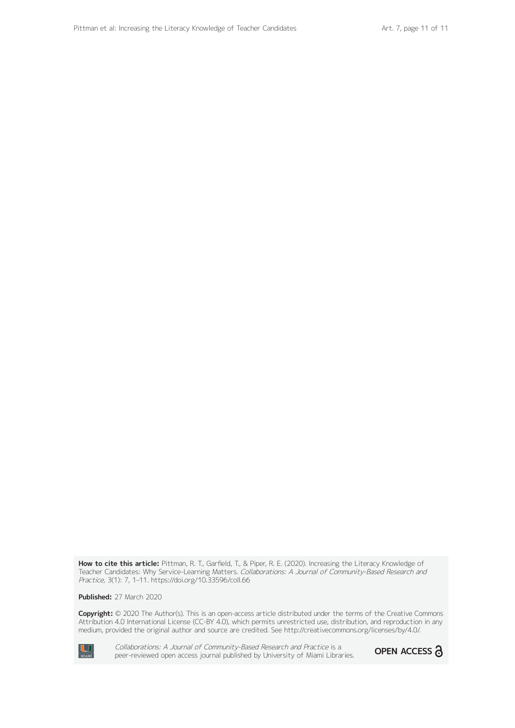**How to cite this article:** Pittman, R. T., Garfield, T., & Piper, R. E. (2020). Increasing the Literacy Knowledge of Teacher Candidates: Why Service-Learning Matters. *Collaborations: A Journal of Community-Based Research and Practice*, 3(1): 7, 1–11. https://doi.org/10.33596/coll.66

**Published:** 27 March 2020

**Copyright:** © 2020 The Author(s). This is an open-access article distributed under the terms of the Creative Commons Attribution 4.0 International License (CC-BY 4.0), which permits unrestricted use, distribution, and reproduction in any medium, provided the original author and source are credited. See http://creativecommons.org/licenses/by/4.0/.

*Collaborations: A Journal of Community-Based Research and Practice* is a peer-reviewed open access journal published by University of Miami Libraries.

**OPEN ACCESS**